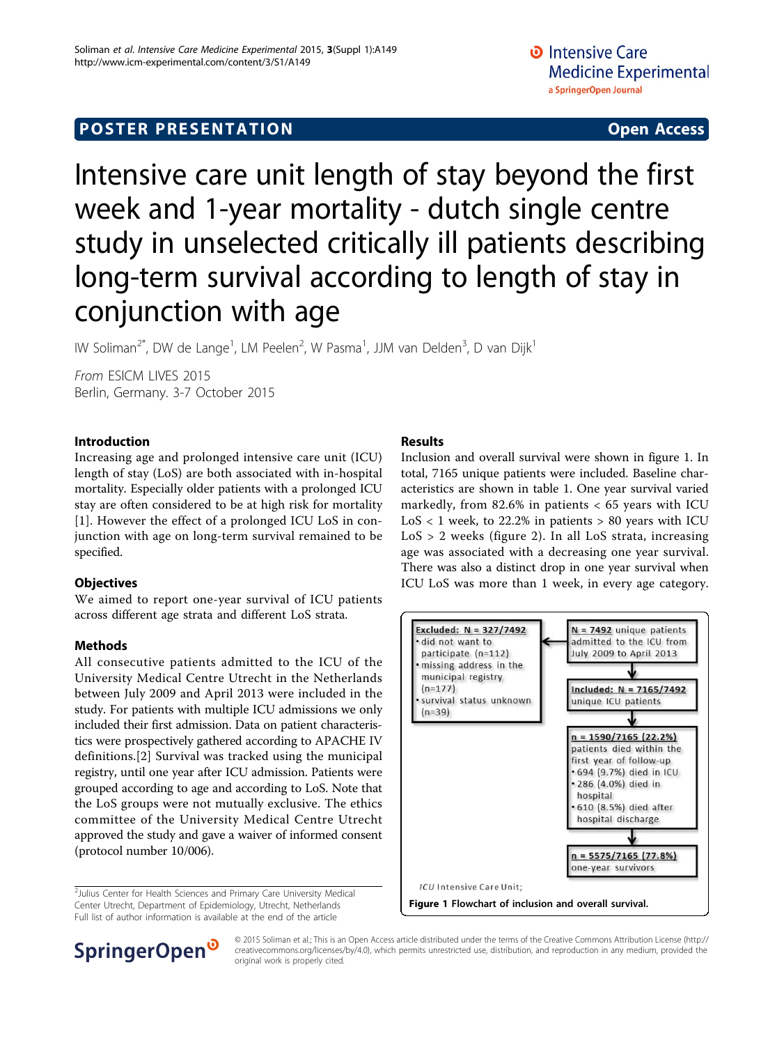POSTER PRESENTATION Open Access

# Intensive care unit length of stay beyond the first week and 1-year mortality - dutch single centre study in unselected critically ill patients describing long-term survival according to length of stay in conjunction with age

IW Soliman[2*], DW de Lange[1], LM Peelen[2], W Pasma[1], JJM van Delden[3], D van Dijk[1]

*From* ESICM LIVES 2015
Berlin, Germany. 3-7 October 2015

## Introduction

Increasing age and prolonged intensive care unit (ICU) length of stay (LoS) are both associated with in-hospital mortality. Especially older patients with a prolonged ICU stay are often considered to be at high risk for mortality [1]. However the effect of a prolonged ICU LoS in conjunction with age on long-term survival remained to be specified.

## Objectives

We aimed to report one-year survival of ICU patients across different age strata and different LoS strata.

## Methods

All consecutive patients admitted to the ICU of the University Medical Centre Utrecht in the Netherlands between July 2009 and April 2013 were included in the study. For patients with multiple ICU admissions we only included their first admission. Data on patient characteristics were prospectively gathered according to APACHE IV definitions.[2] Survival was tracked using the municipal registry, until one year after ICU admission. Patients were grouped according to age and according to LoS. Note that the LoS groups were not mutually exclusive. The ethics committee of the University Medical Centre Utrecht approved the study and gave a waiver of informed consent (protocol number 10/006).

## Results

Inclusion and overall survival were shown in figure 1. In total, 7165 unique patients were included. Baseline characteristics are shown in table 1. One year survival varied markedly, from 82.6% in patients < 65 years with ICU LoS < 1 week, to 22.2% in patients > 80 years with ICU LoS > 2 weeks (figure 2). In all LoS strata, increasing age was associated with a decreasing one year survival. There was also a distinct drop in one year survival when ICU LoS was more than 1 week, in every age category.

**N = 7492** unique patients admitted to the ICU from July 2009 to April 2013

**Excluded: N = 327/7492**
- did not want to participate (n=112)
- missing address in the municipal registry (n=177)
- survival status unknown (n=39)

**Included: N = 7165/7492** unique ICU patients

**n = 1590/7165 (22.2%)** patients died within the first year of follow-up
- 694 (9.7%) died in ICU
- 286 (4.0%) died in hospital
- 610 (8.5%) died after hospital discharge

**n = 5575/7165 (77.8%)** one-year survivors

ICU Intensive Care Unit;

**Figure 1 Flowchart of inclusion and overall survival.**

[2]Julius Center for Health Sciences and Primary Care University Medical Center Utrecht, Department of Epidemiology, Utrecht, Netherlands
Full list of author information is available at the end of the article

© 2015 Soliman et al.; This is an Open Access article distributed under the terms of the Creative Commons Attribution License (http://creativecommons.org/licenses/by/4.0), which permits unrestricted use, distribution, and reproduction in any medium, provided the original work is properly cited.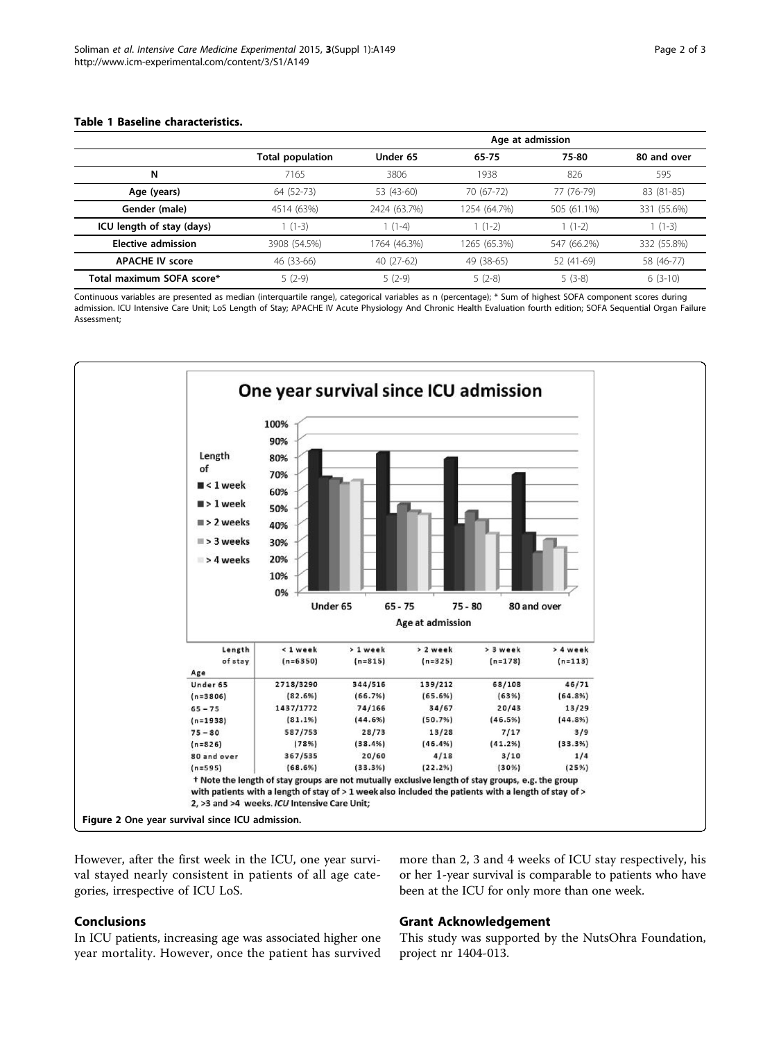**Table 1 Baseline characteristics.**

| | Total population | Age at admission | | | |
|---|---|---|---|---|---|
| | | Under 65 | 65-75 | 75-80 | 80 and over |
| N | 7165 | 3806 | 1938 | 826 | 595 |
| Age (years) | 64 (52-73) | 53 (43-60) | 70 (67-72) | 77 (76-79) | 83 (81-85) |
| Gender (male) | 4514 (63%) | 2424 (63.7%) | 1254 (64.7%) | 505 (61.1%) | 331 (55.6%) |
| ICU length of stay (days) | 1 (1-3) | 1 (1-4) | 1 (1-2) | 1 (1-2) | 1 (1-3) |
| Elective admission | 3908 (54.5%) | 1764 (46.3%) | 1265 (65.3%) | 547 (66.2%) | 332 (55.8%) |
| APACHE IV score | 46 (33-66) | 40 (27-62) | 49 (38-65) | 52 (41-69) | 58 (46-77) |
| Total maximum SOFA score* | 5 (2-9) | 5 (2-9) | 5 (2-8) | 5 (3-8) | 6 (3-10) |

Continuous variables are presented as median (interquartile range), categorical variables as n (percentage); * Sum of highest SOFA component scores during admission. ICU Intensive Care Unit; LoS Length of Stay; APACHE IV Acute Physiology And Chronic Health Evaluation fourth edition; SOFA Sequential Organ Failure Assessment;

| Length of stay / Age | < 1 week (n=6350) | > 1 week (n=815) | > 2 week (n=325) | > 3 week (n=178) | > 4 week (n=113) |
|---|---|---|---|---|---|
| Under 65 (n=3806) | 2718/3290 (82.6%) | 344/516 (66.7%) | 139/212 (65.6%) | 68/108 (63%) | 46/71 (64.8%) |
| 65 – 75 (n=1938) | 1437/1772 (81.1%) | 74/166 (44.6%) | 34/67 (50.7%) | 20/43 (46.5%) | 13/29 (44.8%) |
| 75 – 80 (n=826) | 587/753 (78%) | 28/73 (38.4%) | 13/28 (46.4%) | 7/17 (41.2%) | 3/9 (33.3%) |
| 80 and over (n=595) | 367/535 (68.6%) | 20/60 (33.3%) | 4/18 (22.2%) | 3/10 (30%) | 1/4 (25%) |

† Note the length of stay groups are not mutually exclusive length of stay groups, e.g. the group with patients with a length of stay of > 1 week also included the patients with a length of stay of > 2, >3 and >4 weeks. *ICU* Intensive Care Unit;

**Figure 2** One year survival since ICU admission.

However, after the first week in the ICU, one year survival stayed nearly consistent in patients of all age categories, irrespective of ICU LoS.

## Conclusions

In ICU patients, increasing age was associated higher one year mortality. However, once the patient has survived more than 2, 3 and 4 weeks of ICU stay respectively, his or her 1-year survival is comparable to patients who have been at the ICU for only more than one week.

## Grant Acknowledgement

This study was supported by the NutsOhra Foundation, project nr 1404-013.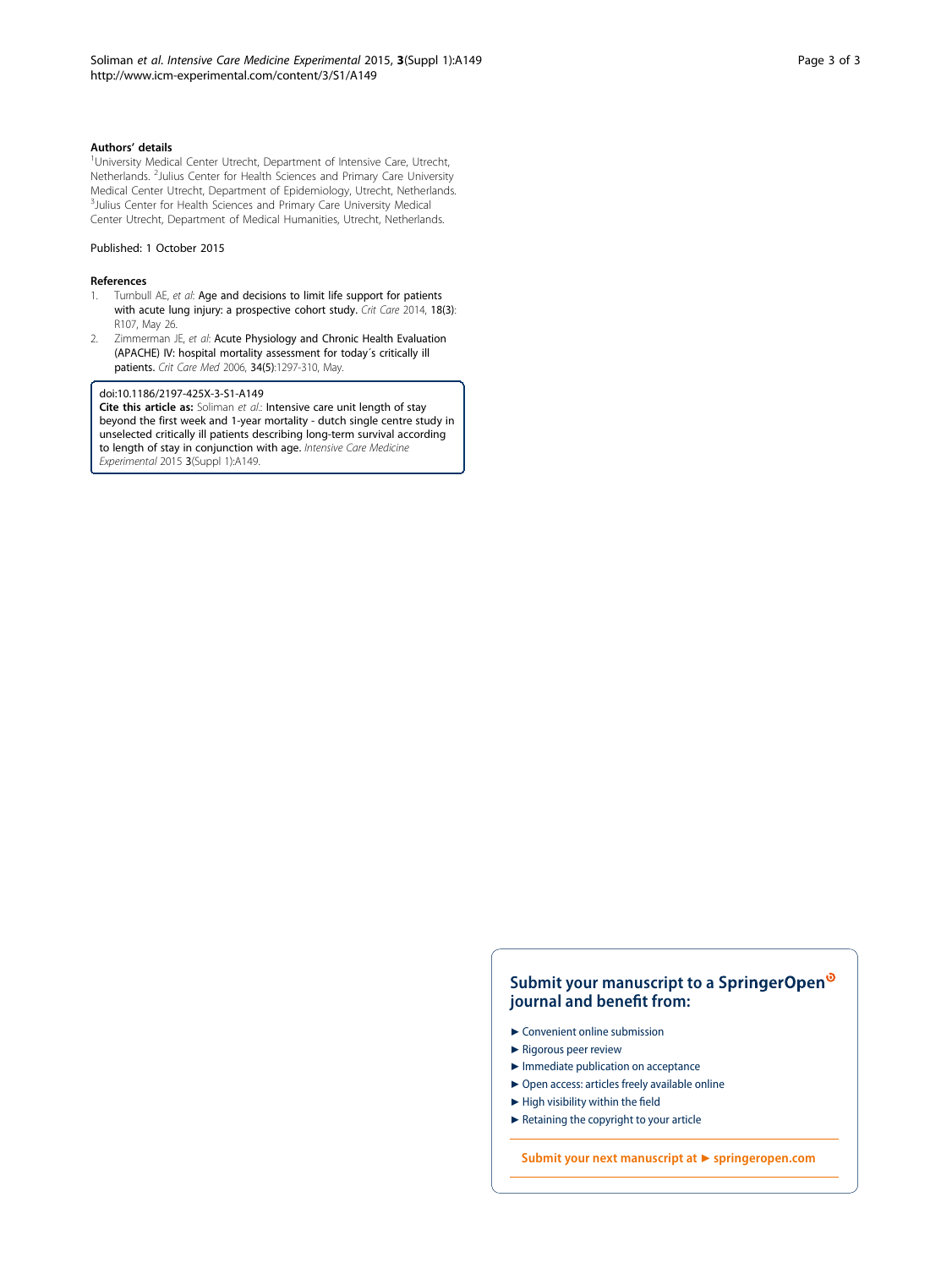### Authors' details

[1]University Medical Center Utrecht, Department of Intensive Care, Utrecht, Netherlands. [2]Julius Center for Health Sciences and Primary Care University Medical Center Utrecht, Department of Epidemiology, Utrecht, Netherlands. [3]Julius Center for Health Sciences and Primary Care University Medical Center Utrecht, Department of Medical Humanities, Utrecht, Netherlands.

Published: 1 October 2015

### References

1. Turnbull AE, *et al*: **Age and decisions to limit life support for patients with acute lung injury: a prospective cohort study.** *Crit Care* 2014, **18(3)**: R107, May 26.
2. Zimmerman JE, *et al*: **Acute Physiology and Chronic Health Evaluation (APACHE) IV: hospital mortality assessment for today´s critically ill patients.** *Crit Care Med* 2006, **34(5)**:1297-310, May.

doi:10.1186/2197-425X-3-S1-A149
**Cite this article as:** Soliman *et al.*: Intensive care unit length of stay beyond the first week and 1-year mortality - dutch single centre study in unselected critically ill patients describing long-term survival according to length of stay in conjunction with age. *Intensive Care Medicine Experimental* 2015 **3**(Suppl 1):A149.

**Submit your manuscript to a SpringerOpen journal and benefit from:**

- ► Convenient online submission
- ► Rigorous peer review
- ► Immediate publication on acceptance
- ► Open access: articles freely available online
- ► High visibility within the field
- ► Retaining the copyright to your article

**Submit your next manuscript at ► springeropen.com**